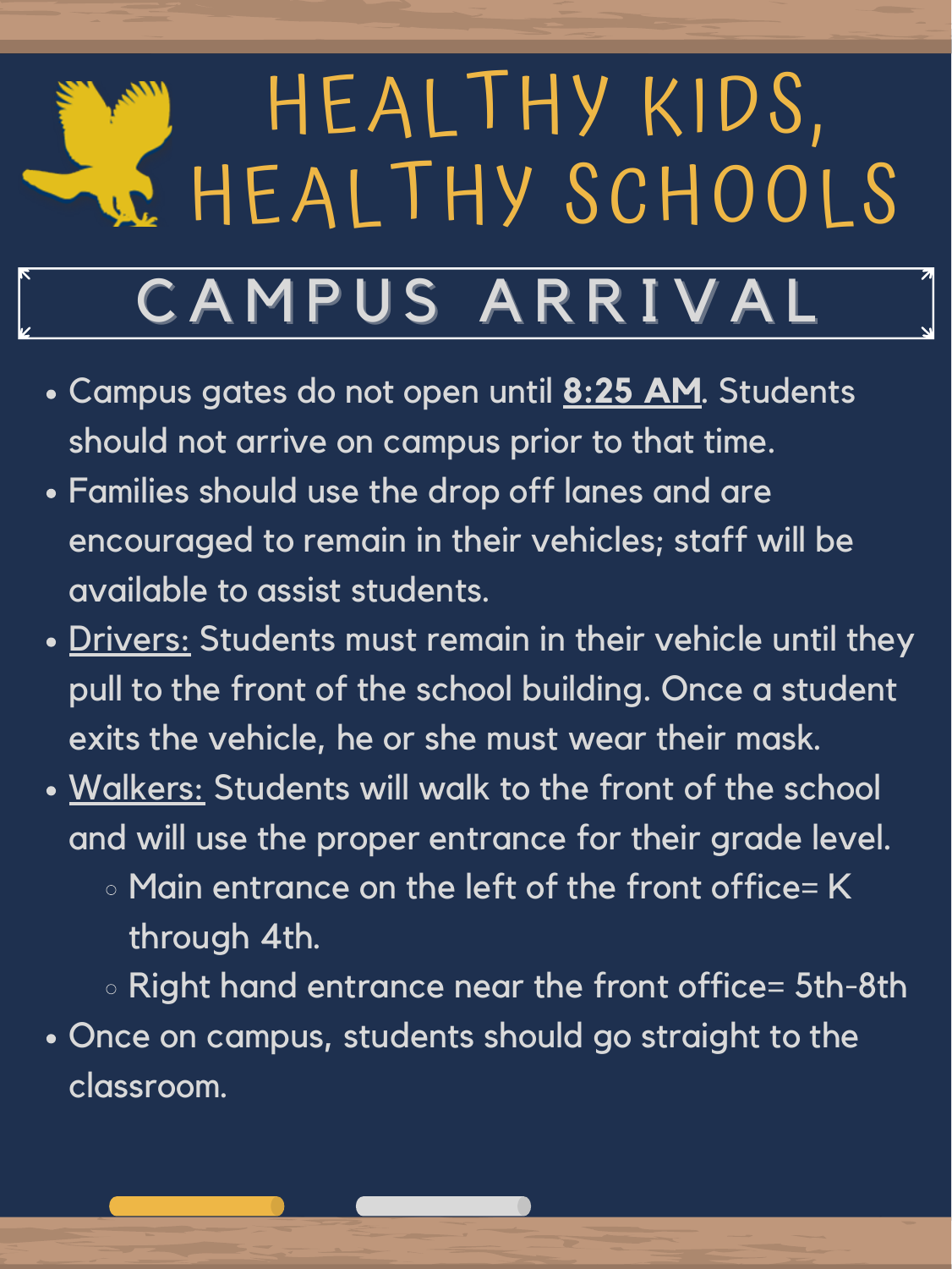# HEALTHY KIDS, HEALTHY SCHOOLS

## CAMPUS ARRIVAL

- Campus gates do not open until **8:25 AM**. Students should not arrive on campus prior to that time.
- Families should use the drop off lanes and are encouraged to remain in their vehicles; staff will be available to assist students.
- Drivers: Students must remain in their vehicle until they pull to the front of the school building. Once a student exits the vehicle, he or she must wear their mask.
- Walkers: Students will walk to the front of the school and will use the proper entrance for their grade level.
  - Main entrance on the left of the front office= K through 4th.
  - Right hand entrance near the front office= 5th-8th
- Once on campus, students should go straight to the classroom.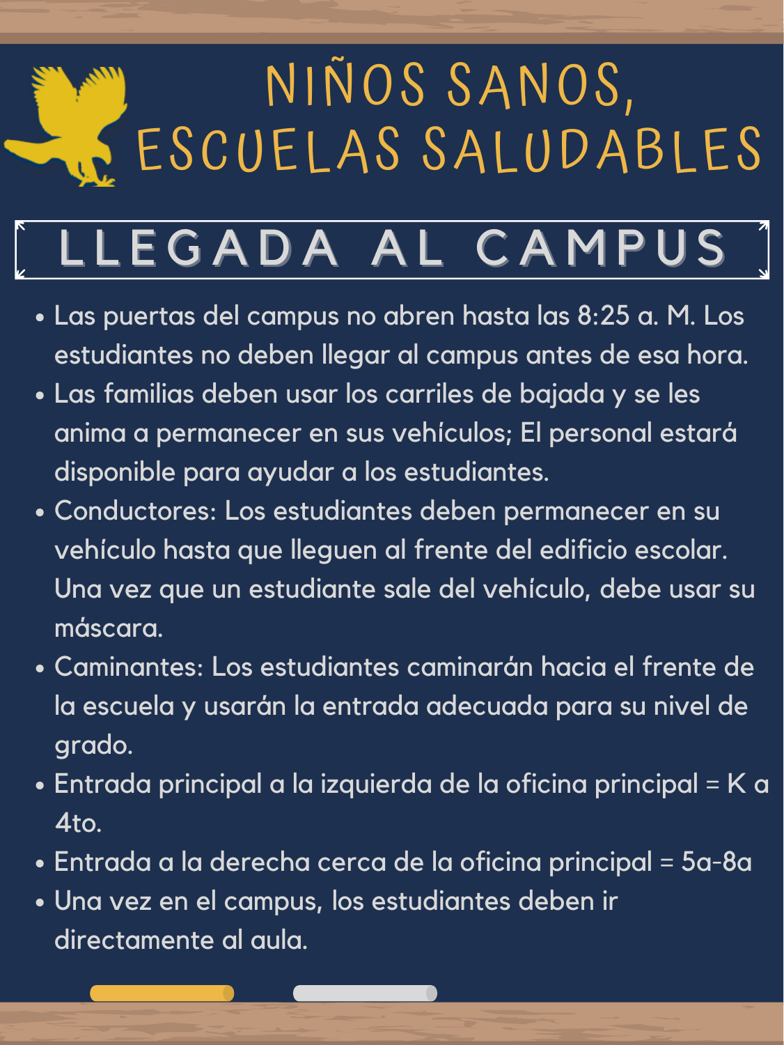# NIÑOS SANOS, ESCUELAS SALUDABLES

## LLEGADA AL CAMPUS

- Las puertas del campus no abren hasta las 8:25 a. M. Los estudiantes no deben llegar al campus antes de esa hora.
- Las familias deben usar los carriles de bajada y se les anima a permanecer en sus vehículos; El personal estará disponible para ayudar a los estudiantes.
- Conductores: Los estudiantes deben permanecer en su vehículo hasta que lleguen al frente del edificio escolar. Una vez que un estudiante sale del vehículo, debe usar su máscara.
- Caminantes: Los estudiantes caminarán hacia el frente de la escuela y usarán la entrada adecuada para su nivel de grado.
- Entrada principal a la izquierda de la oficina principal = K a 4to.
- Entrada a la derecha cerca de la oficina principal = 5a-8a
- Una vez en el campus, los estudiantes deben ir directamente al aula.